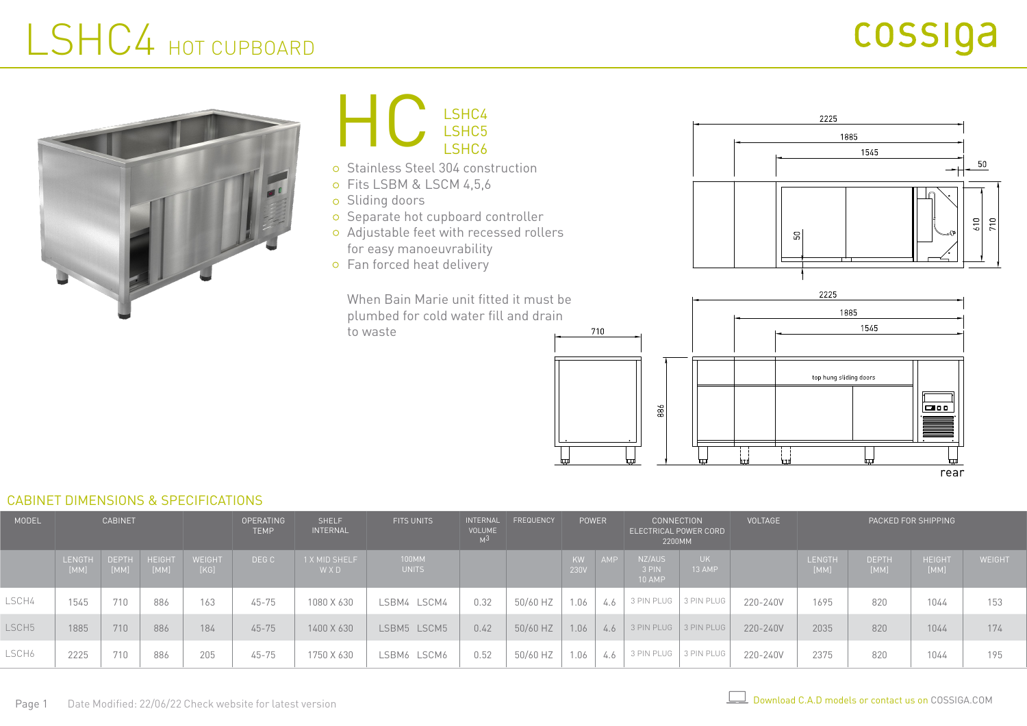# LSHC4 HOT CUPBOARD

cossiga

# HC

LSHC4
LSHC5
LSHC6

- Stainless Steel 304 construction
- Fits LSBM & LSCM 4,5,6
- Sliding doors
- Separate hot cupboard controller
- Adjustable feet with recessed rollers for easy manoeuvrability
- Fan forced heat delivery

When Bain Marie unit fitted it must be plumbed for cold water fill and drain to waste

## CABINET DIMENSIONS & SPECIFICATIONS

| MODEL | CABINET | | | | OPERATING TEMP | SHELF INTERNAL | FITS UNITS | INTERNAL VOLUME $M^3$ | FREQUENCY | POWER | | CONNECTION ELECTRICAL POWER CORD 2200MM | | VOLTAGE | PACKED FOR SHIPPING | | | |
|---|---|---|---|---|---|---|---|---|---|---|---|---|---|---|---|---|---|---|
| | LENGTH [MM] | DEPTH [MM] | HEIGHT [MM] | WEIGHT [KG] | DEG C | 1 X MID SHELF W X D | 100MM UNITS | | | KW 230V | AMP | NZ/AUS 3 PIN 10 AMP | UK 13 AMP | | LENGTH [MM] | DEPTH [MM] | HEIGHT [MM] | WEIGHT |
| LSCH4 | 1545 | 710 | 886 | 163 | 45-75 | 1080 X 630 | LSBM4 LSCM4 | 0.32 | 50/60 HZ | 1.06 | 4.6 | 3 PIN PLUG | 3 PIN PLUG | 220-240V | 1695 | 820 | 1044 | 153 |
| LSCH5 | 1885 | 710 | 886 | 184 | 45-75 | 1400 X 630 | LSBM5 LSCM5 | 0.42 | 50/60 HZ | 1.06 | 4.6 | 3 PIN PLUG | 3 PIN PLUG | 220-240V | 2035 | 820 | 1044 | 174 |
| LSCH6 | 2225 | 710 | 886 | 205 | 45-75 | 1750 X 630 | LSBM6 LSCM6 | 0.52 | 50/60 HZ | 1.06 | 4.6 | 3 PIN PLUG | 3 PIN PLUG | 220-240V | 2375 | 820 | 1044 | 195 |

Date Modified: 22/06/22 Check website for latest version

Download C.A.D models or contact us on COSSIGA.COM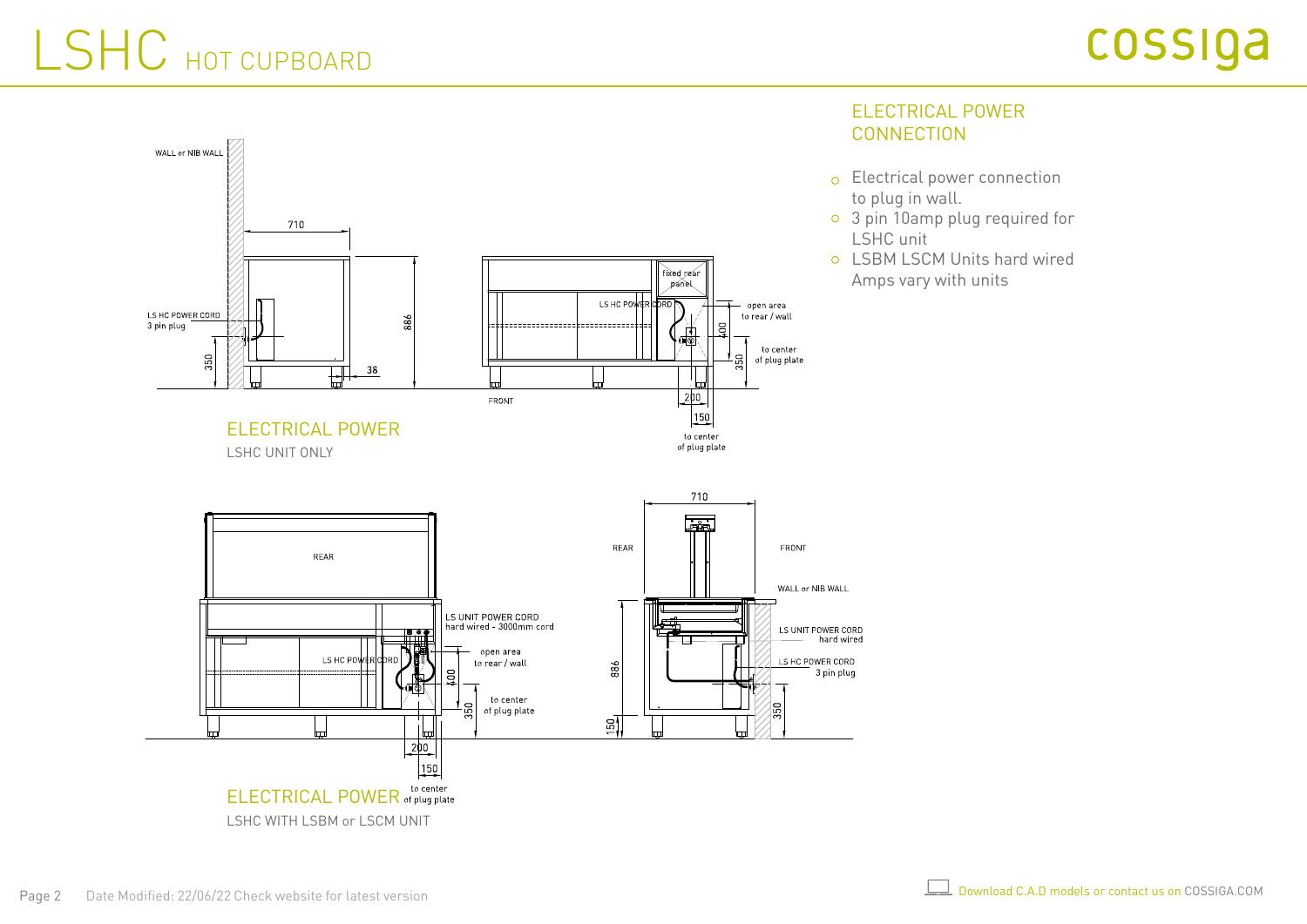# LSHC HOT CUPBOARD

## ELECTRICAL POWER CONNECTION

- Electrical power connection to plug in wall.
- 3 pin 10amp plug required for LSHC unit
- LSBM LSCM Units hard wired Amps vary with units

WALL or NIB WALL

710

LS HC POWER CORD 3 pin plug

886

350

38

fixed rear panel

LS HC POWER CORD

open area to rear / wall

400

to center of plug plate

350

FRONT

200

150

to center of plug plate

## ELECTRICAL POWER

LSHC UNIT ONLY

REAR

LS UNIT POWER CORD hard wired - 3000mm cord

open area to rear / wall

LS HC POWER CORD

400

to center of plug plate

350

200

150

to center of plug plate

710

REAR

FRONT

WALL or NIB WALL

LS UNIT POWER CORD hard wired

LS HC POWER CORD 3 pin plug

886

150

350

## ELECTRICAL POWER

LSHC WITH LSBM or LSCM UNIT

Date Modified: 22/06/22 Check website for latest version

Download C.A.D models or contact us on COSSIGA.COM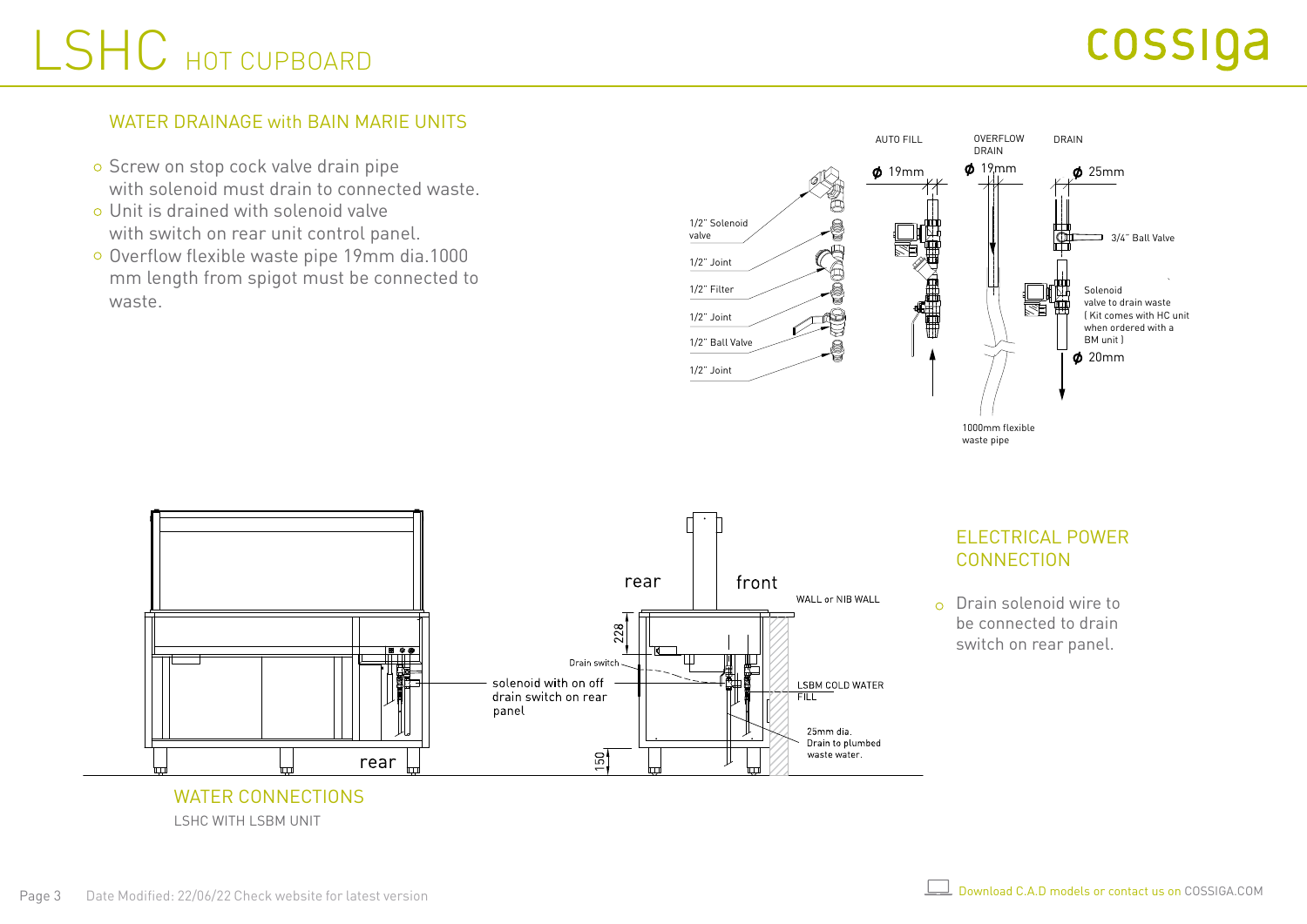# LSHC HOT CUPBOARD

## WATER DRAINAGE with BAIN MARIE UNITS

- Screw on stop cock valve drain pipe with solenoid must drain to connected waste.
- Unit is drained with solenoid valve with switch on rear unit control panel.
- Overflow flexible waste pipe 19mm dia.1000 mm length from spigot must be connected to waste.

1/2" Solenoid valve

1/2" Joint

1/2" Filter

1/2" Joint

1/2" Ball Valve

1/2" Joint

AUTO FILL

ϕ 19mm

OVERFLOW DRAIN

ϕ 19mm

1000mm flexible waste pipe

DRAIN

ϕ 25mm

3/4" Ball Valve

Solenoid valve to drain waste ( Kit comes with HC unit when ordered with a BM unit )

ϕ 20mm

rear

solenoid with on off drain switch on rear panel

rear

front

228

Drain switch

WALL or NIB WALL

LSBM COLD WATER FILL

25mm dia. Drain to plumbed waste water.

150

## WATER CONNECTIONS

LSHC WITH LSBM UNIT

## ELECTRICAL POWER CONNECTION

- Drain solenoid wire to be connected to drain switch on rear panel.

Date Modified: 22/06/22 Check website for latest version

Download C.A.D models or contact us on COSSIGA.COM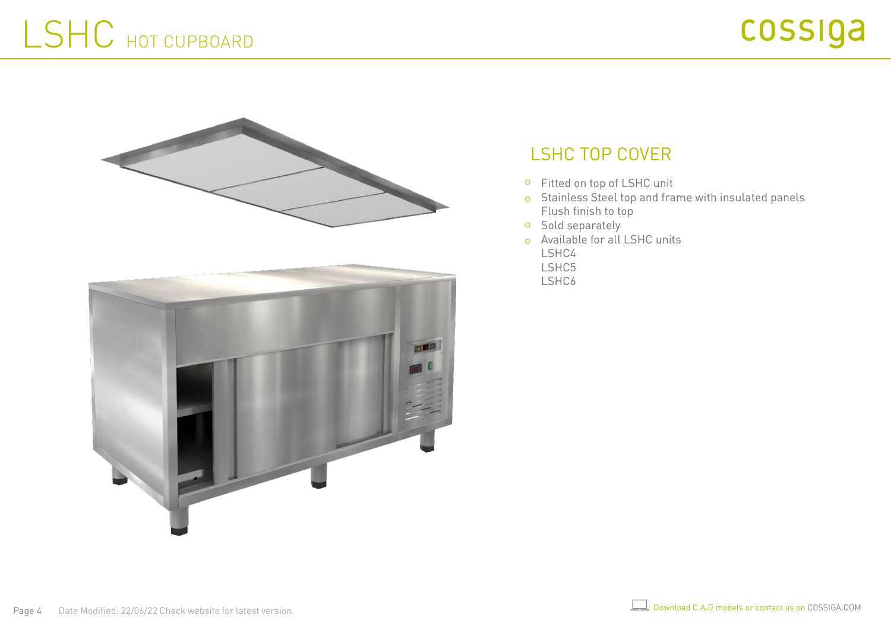# LSHC HOT CUPBOARD

cossiga

## LSHC TOP COVER

- Fitted on top of LSHC unit
- Stainless Steel top and frame with insulated panels
  Flush finish to top
- Sold separately
- Available for all LSHC units
  LSHC4
  LSHC5
  LSHC6

Date Modified: 22/06/22 Check website for latest version

Download C.A.D models or contact us on COSSIGA.COM